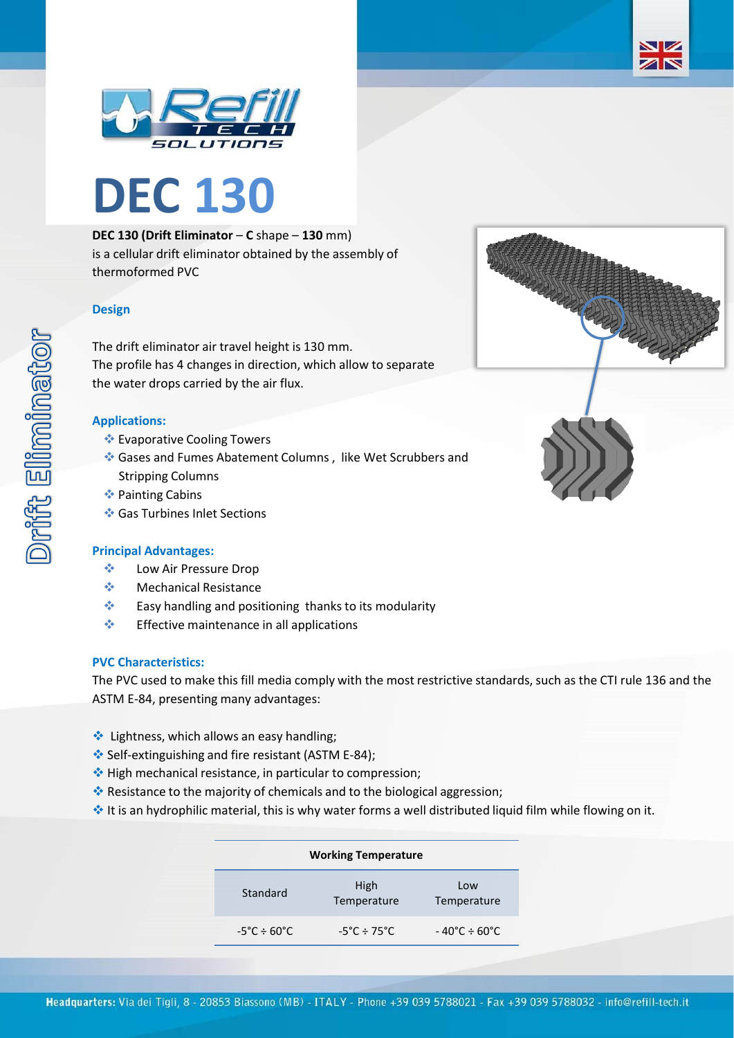# DEC 130

**DEC 130 (Drift Eliminator** – **C** shape – **130** mm) is a cellular drift eliminator obtained by the assembly of thermoformed PVC

## Design

The drift eliminator air travel height is 130 mm.
The profile has 4 changes in direction, which allow to separate the water drops carried by the air flux.

## Applications:

- Evaporative Cooling Towers
- Gases and Fumes Abatement Columns , like Wet Scrubbers and Stripping Columns
- Painting Cabins
- Gas Turbines Inlet Sections

## Principal Advantages:

- Low Air Pressure Drop
- Mechanical Resistance
- Easy handling and positioning thanks to its modularity
- Effective maintenance in all applications

## PVC Characteristics:

The PVC used to make this fill media comply with the most restrictive standards, such as the CTI rule 136 and the ASTM E-84, presenting many advantages:

- Lightness, which allows an easy handling;
- Self-extinguishing and fire resistant (ASTM E-84);
- High mechanical resistance, in particular to compression;
- Resistance to the majority of chemicals and to the biological aggression;
- It is an hydrophilic material, this is why water forms a well distributed liquid film while flowing on it.

| Working Temperature | | |
|---|---|---|
| Standard | High Temperature | Low Temperature |
| -5°C ÷ 60°C | -5°C ÷ 75°C | - 40°C ÷ 60°C |

**Headquarters:** Via dei Tigli, 8 - 20853 Biassono (MB) - ITALY - Phone +39 039 5788021 - Fax +39 039 5788032 - info@refill-tech.it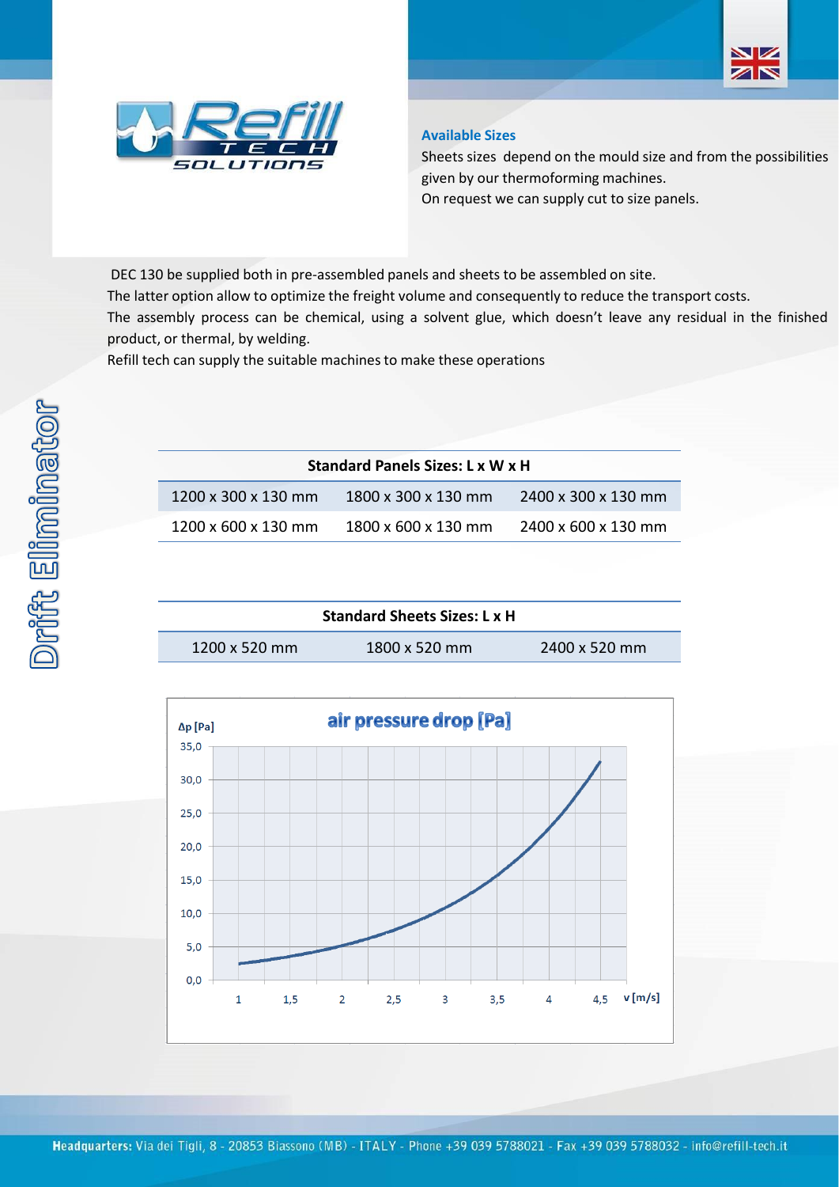### Available Sizes

Sheets sizes depend on the mould size and from the possibilities given by our thermoforming machines.
On request we can supply cut to size panels.

DEC 130 be supplied both in pre-assembled panels and sheets to be assembled on site.
The latter option allow to optimize the freight volume and consequently to reduce the transport costs.
The assembly process can be chemical, using a solvent glue, which doesn't leave any residual in the finished product, or thermal, by welding.
Refill tech can supply the suitable machines to make these operations

| Standard Panels Sizes: L x W x H | | |
|---|---|---|
| 1200 x 300 x 130 mm | 1800 x 300 x 130 mm | 2400 x 300 x 130 mm |
| 1200 x 600 x 130 mm | 1800 x 600 x 130 mm | 2400 x 600 x 130 mm |

| Standard Sheets Sizes: L x H | | |
|---|---|---|
| 1200 x 520 mm | 1800 x 520 mm | 2400 x 520 mm |

air pressure drop [Pa]

Δp [Pa]

35,0
30,0
25,0
20,0
15,0
10,0
5,0
0,0

1 1,5 2 2,5 3 3,5 4 4,5 v [m/s]